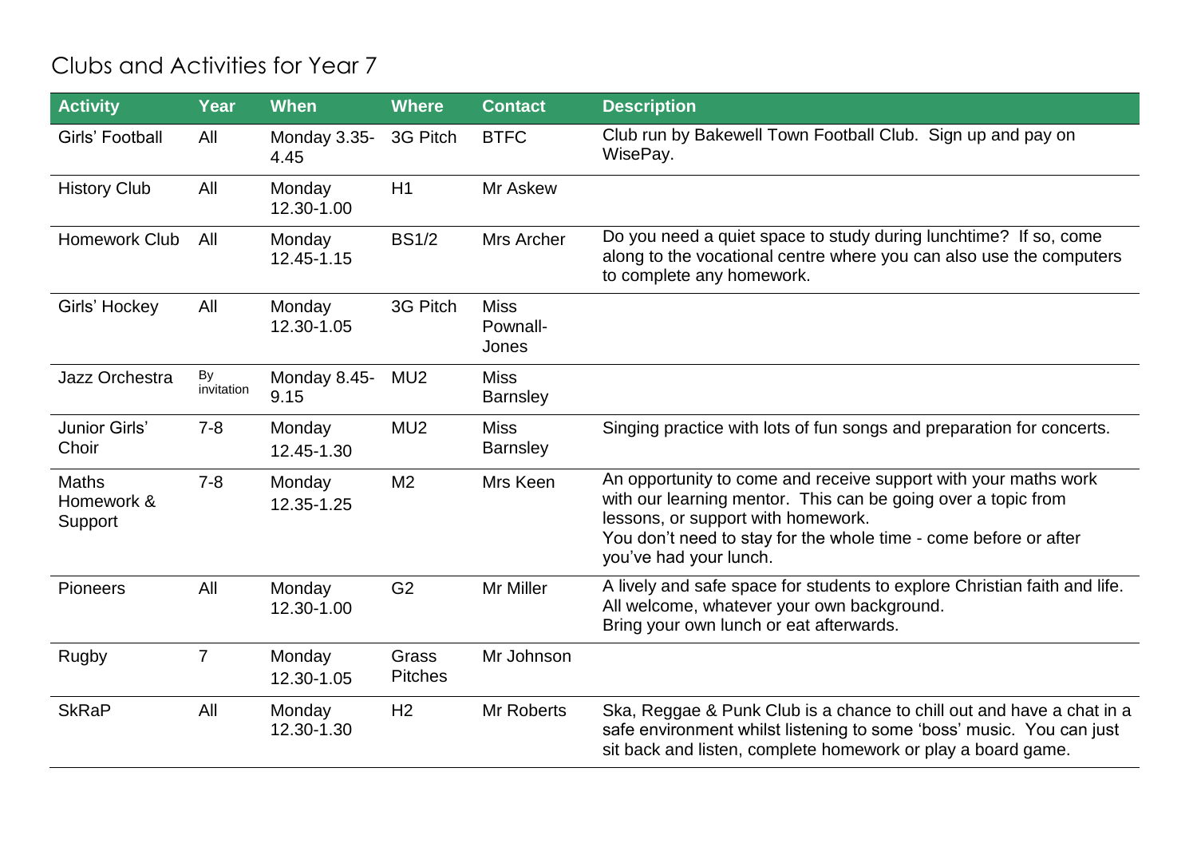# Clubs and Activities for Year 7

| Activity | Year | When | Where | Contact | Description |
| --- | --- | --- | --- | --- | --- |
| Girls' Football | All | Monday 3.35-4.45 | 3G Pitch | BTFC | Club run by Bakewell Town Football Club. Sign up and pay on WisePay. |
| History Club | All | Monday 12.30-1.00 | H1 | Mr Askew | |
| Homework Club | All | Monday 12.45-1.15 | BS1/2 | Mrs Archer | Do you need a quiet space to study during lunchtime? If so, come along to the vocational centre where you can also use the computers to complete any homework. |
| Girls' Hockey | All | Monday 12.30-1.05 | 3G Pitch | Miss Pownall-Jones | |
| Jazz Orchestra | By invitation | Monday 8.45-9.15 | MU2 | Miss Barnsley | |
| Junior Girls' Choir | 7-8 | Monday 12.45-1.30 | MU2 | Miss Barnsley | Singing practice with lots of fun songs and preparation for concerts. |
| Maths Homework & Support | 7-8 | Monday 12.35-1.25 | M2 | Mrs Keen | An opportunity to come and receive support with your maths work with our learning mentor. This can be going over a topic from lessons, or support with homework. You don't need to stay for the whole time - come before or after you've had your lunch. |
| Pioneers | All | Monday 12.30-1.00 | G2 | Mr Miller | A lively and safe space for students to explore Christian faith and life. All welcome, whatever your own background. Bring your own lunch or eat afterwards. |
| Rugby | 7 | Monday 12.30-1.05 | Grass Pitches | Mr Johnson | |
| SkRaP | All | Monday 12.30-1.30 | H2 | Mr Roberts | Ska, Reggae & Punk Club is a chance to chill out and have a chat in a safe environment whilst listening to some 'boss' music. You can just sit back and listen, complete homework or play a board game. |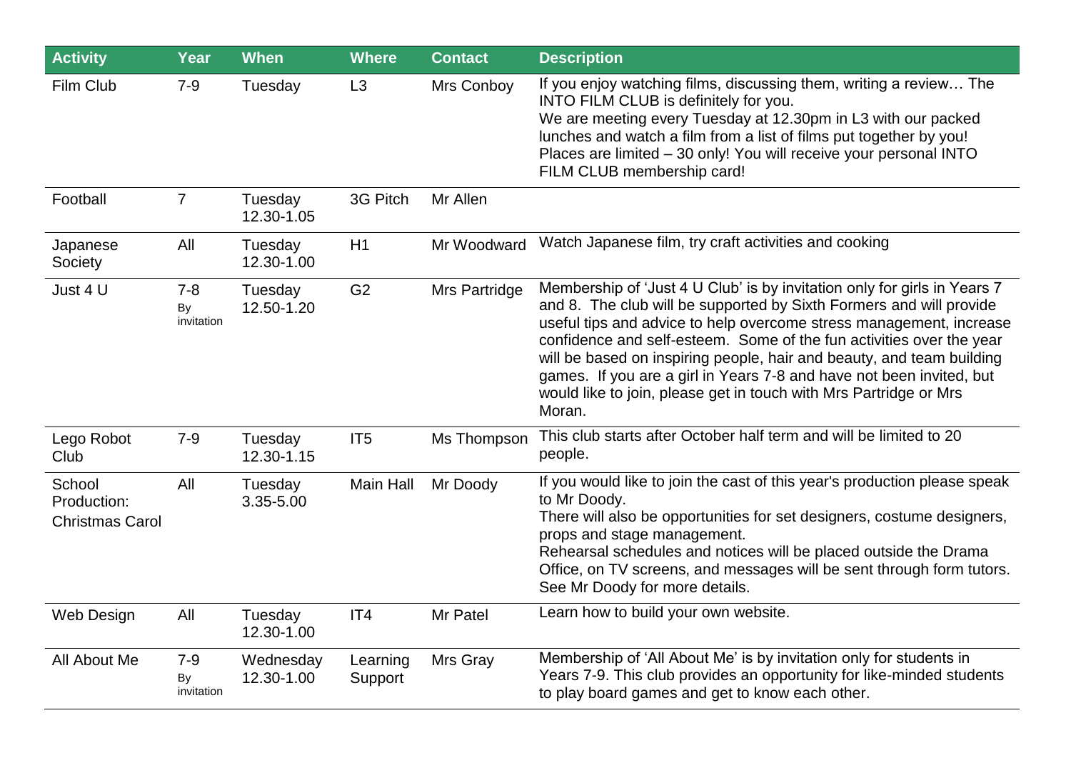| Activity | Year | When | Where | Contact | Description |
|---|---|---|---|---|---|
| Film Club | 7-9 | Tuesday | L3 | Mrs Conboy | If you enjoy watching films, discussing them, writing a review… The INTO FILM CLUB is definitely for you. We are meeting every Tuesday at 12.30pm in L3 with our packed lunches and watch a film from a list of films put together by you! Places are limited – 30 only! You will receive your personal INTO FILM CLUB membership card! |
| Football | 7 | Tuesday 12.30-1.05 | 3G Pitch | Mr Allen | |
| Japanese Society | All | Tuesday 12.30-1.00 | H1 | Mr Woodward | Watch Japanese film, try craft activities and cooking |
| Just 4 U | 7-8 By invitation | Tuesday 12.50-1.20 | G2 | Mrs Partridge | Membership of 'Just 4 U Club' is by invitation only for girls in Years 7 and 8. The club will be supported by Sixth Formers and will provide useful tips and advice to help overcome stress management, increase confidence and self-esteem. Some of the fun activities over the year will be based on inspiring people, hair and beauty, and team building games. If you are a girl in Years 7-8 and have not been invited, but would like to join, please get in touch with Mrs Partridge or Mrs Moran. |
| Lego Robot Club | 7-9 | Tuesday 12.30-1.15 | IT5 | Ms Thompson | This club starts after October half term and will be limited to 20 people. |
| School Production: Christmas Carol | All | Tuesday 3.35-5.00 | Main Hall | Mr Doody | If you would like to join the cast of this year's production please speak to Mr Doody. There will also be opportunities for set designers, costume designers, props and stage management. Rehearsal schedules and notices will be placed outside the Drama Office, on TV screens, and messages will be sent through form tutors. See Mr Doody for more details. |
| Web Design | All | Tuesday 12.30-1.00 | IT4 | Mr Patel | Learn how to build your own website. |
| All About Me | 7-9 By invitation | Wednesday 12.30-1.00 | Learning Support | Mrs Gray | Membership of 'All About Me' is by invitation only for students in Years 7-9. This club provides an opportunity for like-minded students to play board games and get to know each other. |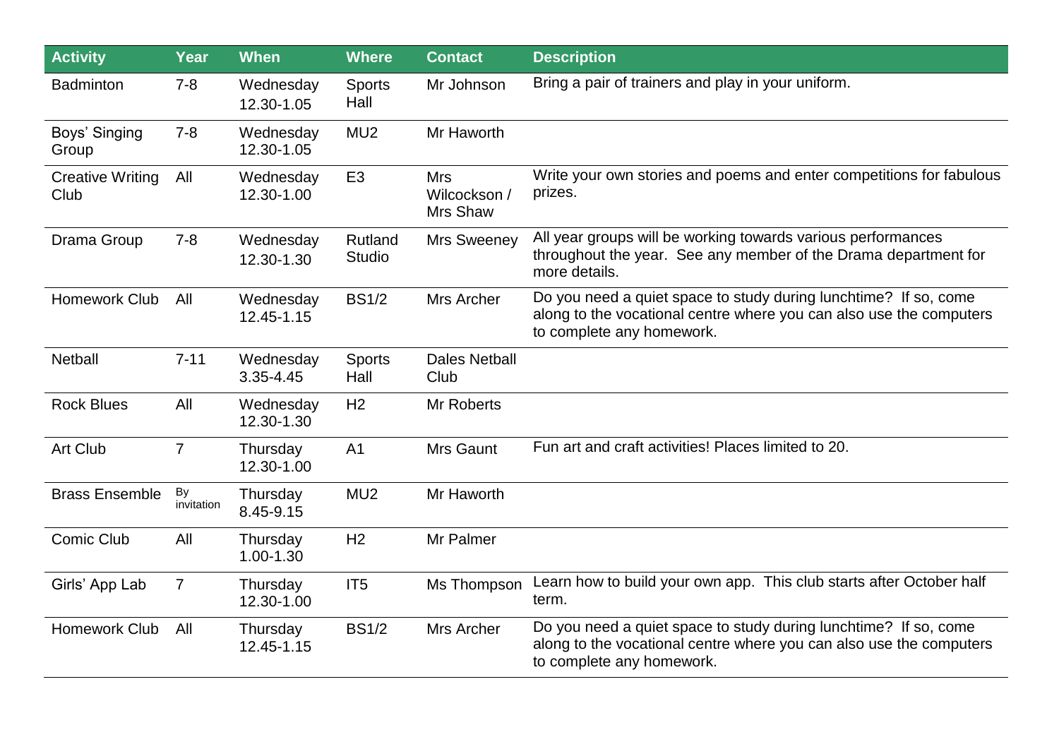| Activity | Year | When | Where | Contact | Description |
|---|---|---|---|---|---|
| Badminton | 7-8 | Wednesday 12.30-1.05 | Sports Hall | Mr Johnson | Bring a pair of trainers and play in your uniform. |
| Boys' Singing Group | 7-8 | Wednesday 12.30-1.05 | MU2 | Mr Haworth | |
| Creative Writing Club | All | Wednesday 12.30-1.00 | E3 | Mrs Wilcockson / Mrs Shaw | Write your own stories and poems and enter competitions for fabulous prizes. |
| Drama Group | 7-8 | Wednesday 12.30-1.30 | Rutland Studio | Mrs Sweeney | All year groups will be working towards various performances throughout the year. See any member of the Drama department for more details. |
| Homework Club | All | Wednesday 12.45-1.15 | BS1/2 | Mrs Archer | Do you need a quiet space to study during lunchtime? If so, come along to the vocational centre where you can also use the computers to complete any homework. |
| Netball | 7-11 | Wednesday 3.35-4.45 | Sports Hall | Dales Netball Club | |
| Rock Blues | All | Wednesday 12.30-1.30 | H2 | Mr Roberts | |
| Art Club | 7 | Thursday 12.30-1.00 | A1 | Mrs Gaunt | Fun art and craft activities! Places limited to 20. |
| Brass Ensemble | By invitation | Thursday 8.45-9.15 | MU2 | Mr Haworth | |
| Comic Club | All | Thursday 1.00-1.30 | H2 | Mr Palmer | |
| Girls' App Lab | 7 | Thursday 12.30-1.00 | IT5 | Ms Thompson | Learn how to build your own app. This club starts after October half term. |
| Homework Club | All | Thursday 12.45-1.15 | BS1/2 | Mrs Archer | Do you need a quiet space to study during lunchtime? If so, come along to the vocational centre where you can also use the computers to complete any homework. |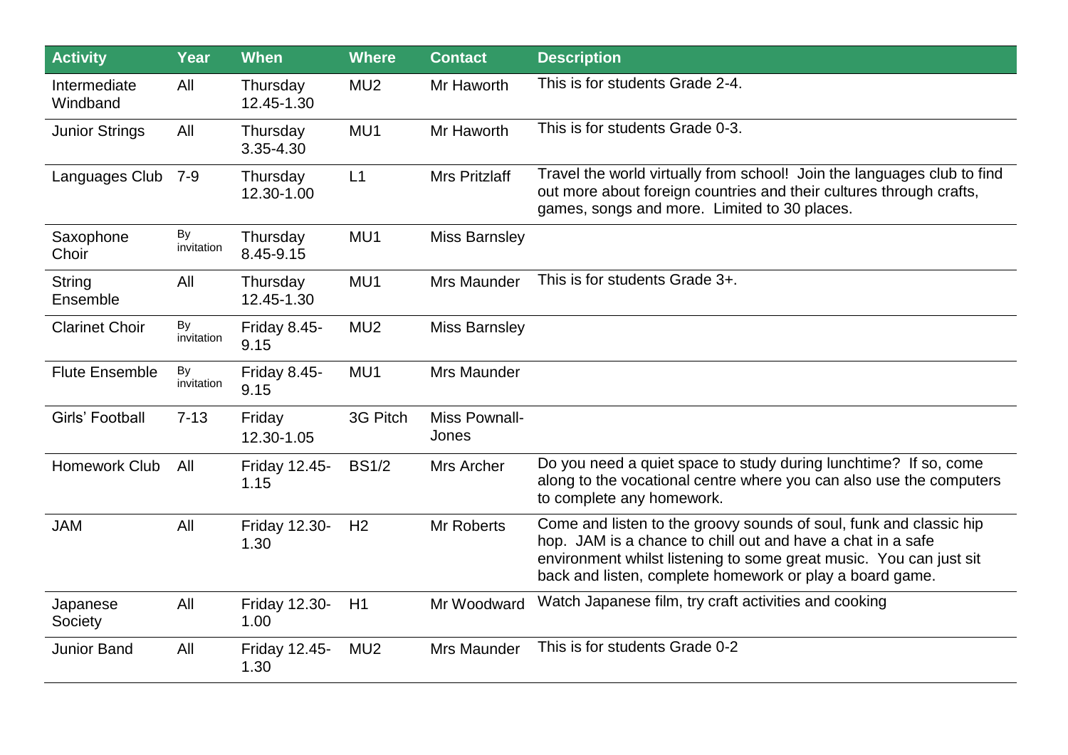| Activity | Year | When | Where | Contact | Description |
| --- | --- | --- | --- | --- | --- |
| Intermediate Windband | All | Thursday 12.45-1.30 | MU2 | Mr Haworth | This is for students Grade 2-4. |
| Junior Strings | All | Thursday 3.35-4.30 | MU1 | Mr Haworth | This is for students Grade 0-3. |
| Languages Club | 7-9 | Thursday 12.30-1.00 | L1 | Mrs Pritzlaff | Travel the world virtually from school! Join the languages club to find out more about foreign countries and their cultures through crafts, games, songs and more. Limited to 30 places. |
| Saxophone Choir | By invitation | Thursday 8.45-9.15 | MU1 | Miss Barnsley | |
| String Ensemble | All | Thursday 12.45-1.30 | MU1 | Mrs Maunder | This is for students Grade 3+. |
| Clarinet Choir | By invitation | Friday 8.45-9.15 | MU2 | Miss Barnsley | |
| Flute Ensemble | By invitation | Friday 8.45-9.15 | MU1 | Mrs Maunder | |
| Girls' Football | 7-13 | Friday 12.30-1.05 | 3G Pitch | Miss Pownall-Jones | |
| Homework Club | All | Friday 12.45-1.15 | BS1/2 | Mrs Archer | Do you need a quiet space to study during lunchtime? If so, come along to the vocational centre where you can also use the computers to complete any homework. |
| JAM | All | Friday 12.30-1.30 | H2 | Mr Roberts | Come and listen to the groovy sounds of soul, funk and classic hip hop. JAM is a chance to chill out and have a chat in a safe environment whilst listening to some great music. You can just sit back and listen, complete homework or play a board game. |
| Japanese Society | All | Friday 12.30-1.00 | H1 | Mr Woodward | Watch Japanese film, try craft activities and cooking |
| Junior Band | All | Friday 12.45-1.30 | MU2 | Mrs Maunder | This is for students Grade 0-2 |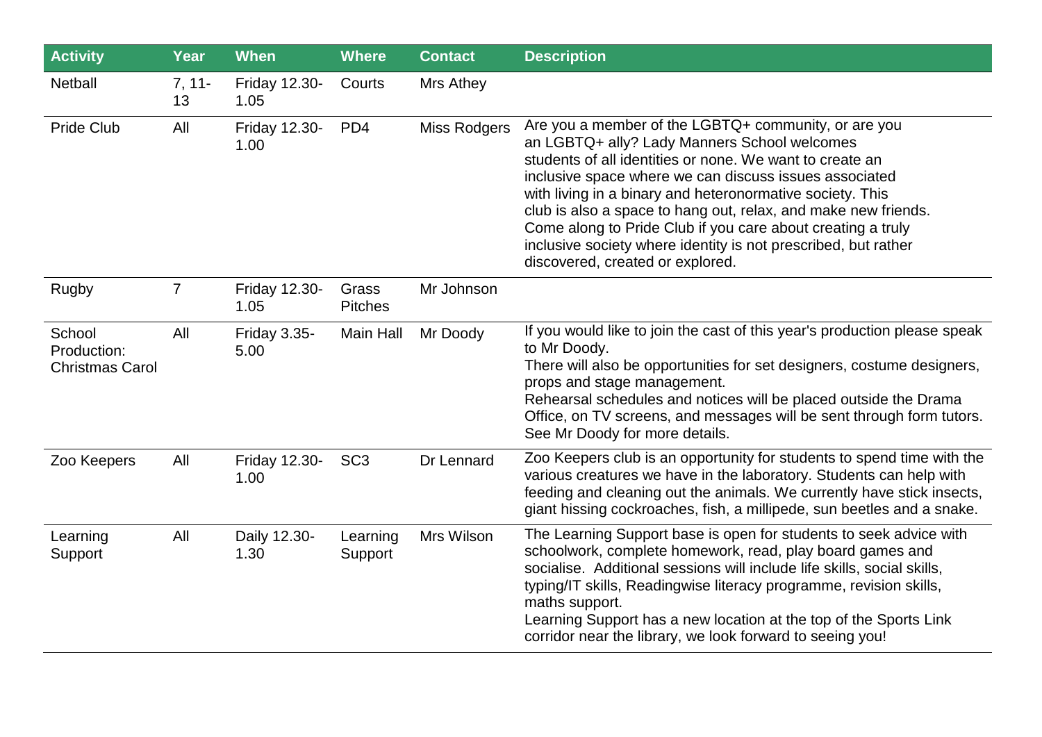| Activity | Year | When | Where | Contact | Description |
|---|---|---|---|---|---|
| Netball | 7, 11-13 | Friday 12.30-1.05 | Courts | Mrs Athey | |
| Pride Club | All | Friday 12.30-1.00 | PD4 | Miss Rodgers | Are you a member of the LGBTQ+ community, or are you an LGBTQ+ ally? Lady Manners School welcomes students of all identities or none. We want to create an inclusive space where we can discuss issues associated with living in a binary and heteronormative society. This club is also a space to hang out, relax, and make new friends. Come along to Pride Club if you care about creating a truly inclusive society where identity is not prescribed, but rather discovered, created or explored. |
| Rugby | 7 | Friday 12.30-1.05 | Grass Pitches | Mr Johnson | |
| School Production: Christmas Carol | All | Friday 3.35-5.00 | Main Hall | Mr Doody | If you would like to join the cast of this year's production please speak to Mr Doody. There will also be opportunities for set designers, costume designers, props and stage management. Rehearsal schedules and notices will be placed outside the Drama Office, on TV screens, and messages will be sent through form tutors. See Mr Doody for more details. |
| Zoo Keepers | All | Friday 12.30-1.00 | SC3 | Dr Lennard | Zoo Keepers club is an opportunity for students to spend time with the various creatures we have in the laboratory. Students can help with feeding and cleaning out the animals. We currently have stick insects, giant hissing cockroaches, fish, a millipede, sun beetles and a snake. |
| Learning Support | All | Daily 12.30-1.30 | Learning Support | Mrs Wilson | The Learning Support base is open for students to seek advice with schoolwork, complete homework, read, play board games and socialise. Additional sessions will include life skills, social skills, typing/IT skills, Readingwise literacy programme, revision skills, maths support. Learning Support has a new location at the top of the Sports Link corridor near the library, we look forward to seeing you! |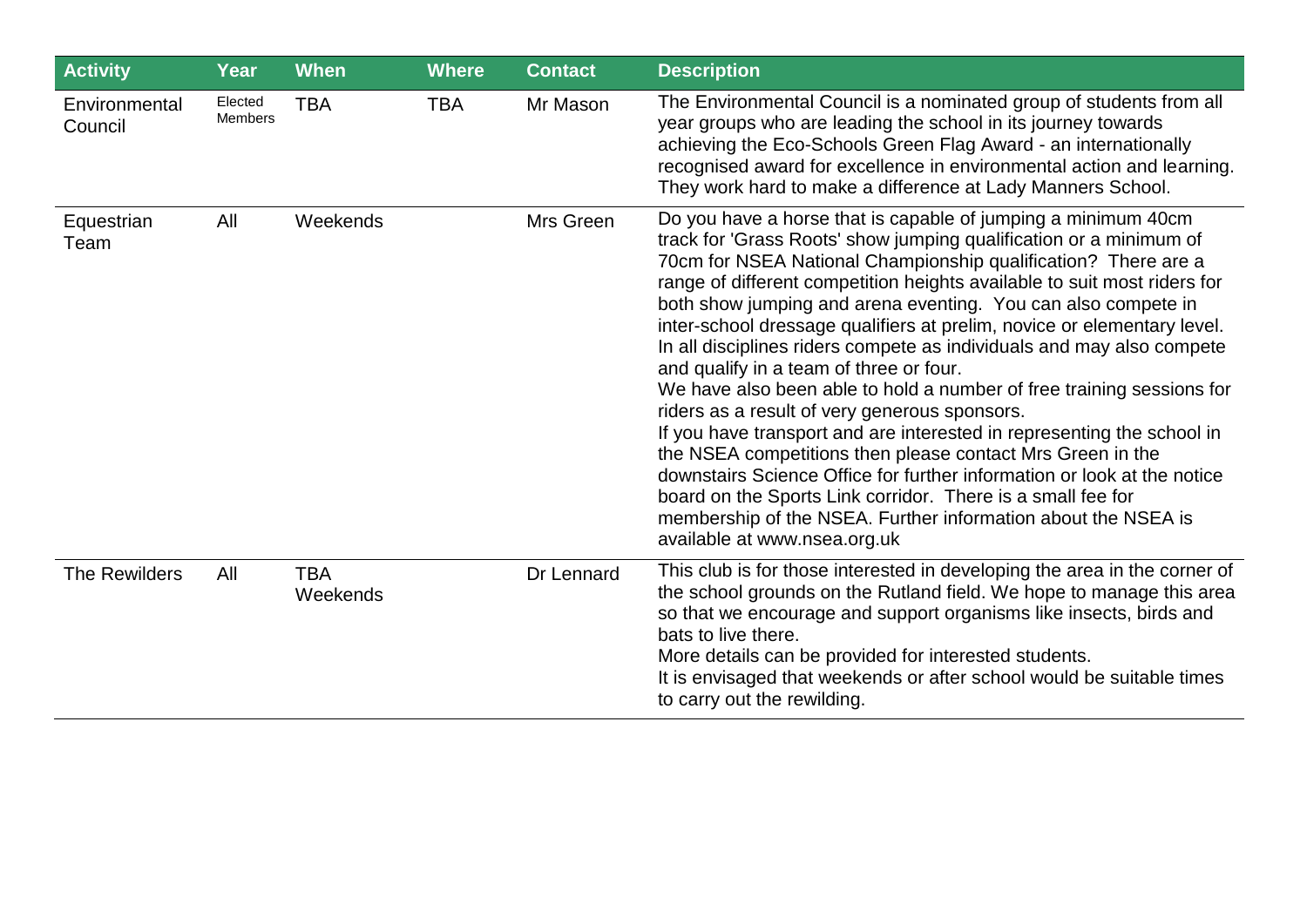| Activity | Year | When | Where | Contact | Description |
|---|---|---|---|---|---|
| Environmental Council | Elected Members | TBA | TBA | Mr Mason | The Environmental Council is a nominated group of students from all year groups who are leading the school in its journey towards achieving the Eco-Schools Green Flag Award - an internationally recognised award for excellence in environmental action and learning. They work hard to make a difference at Lady Manners School. |
| Equestrian Team | All | Weekends | | Mrs Green | Do you have a horse that is capable of jumping a minimum 40cm track for 'Grass Roots' show jumping qualification or a minimum of 70cm for NSEA National Championship qualification? There are a range of different competition heights available to suit most riders for both show jumping and arena eventing. You can also compete in inter-school dressage qualifiers at prelim, novice or elementary level. In all disciplines riders compete as individuals and may also compete and qualify in a team of three or four.<br>We have also been able to hold a number of free training sessions for riders as a result of very generous sponsors.<br>If you have transport and are interested in representing the school in the NSEA competitions then please contact Mrs Green in the downstairs Science Office for further information or look at the notice board on the Sports Link corridor. There is a small fee for membership of the NSEA. Further information about the NSEA is available at www.nsea.org.uk |
| The Rewilders | All | TBA Weekends | | Dr Lennard | This club is for those interested in developing the area in the corner of the school grounds on the Rutland field. We hope to manage this area so that we encourage and support organisms like insects, birds and bats to live there.<br>More details can be provided for interested students.<br>It is envisaged that weekends or after school would be suitable times to carry out the rewilding. |